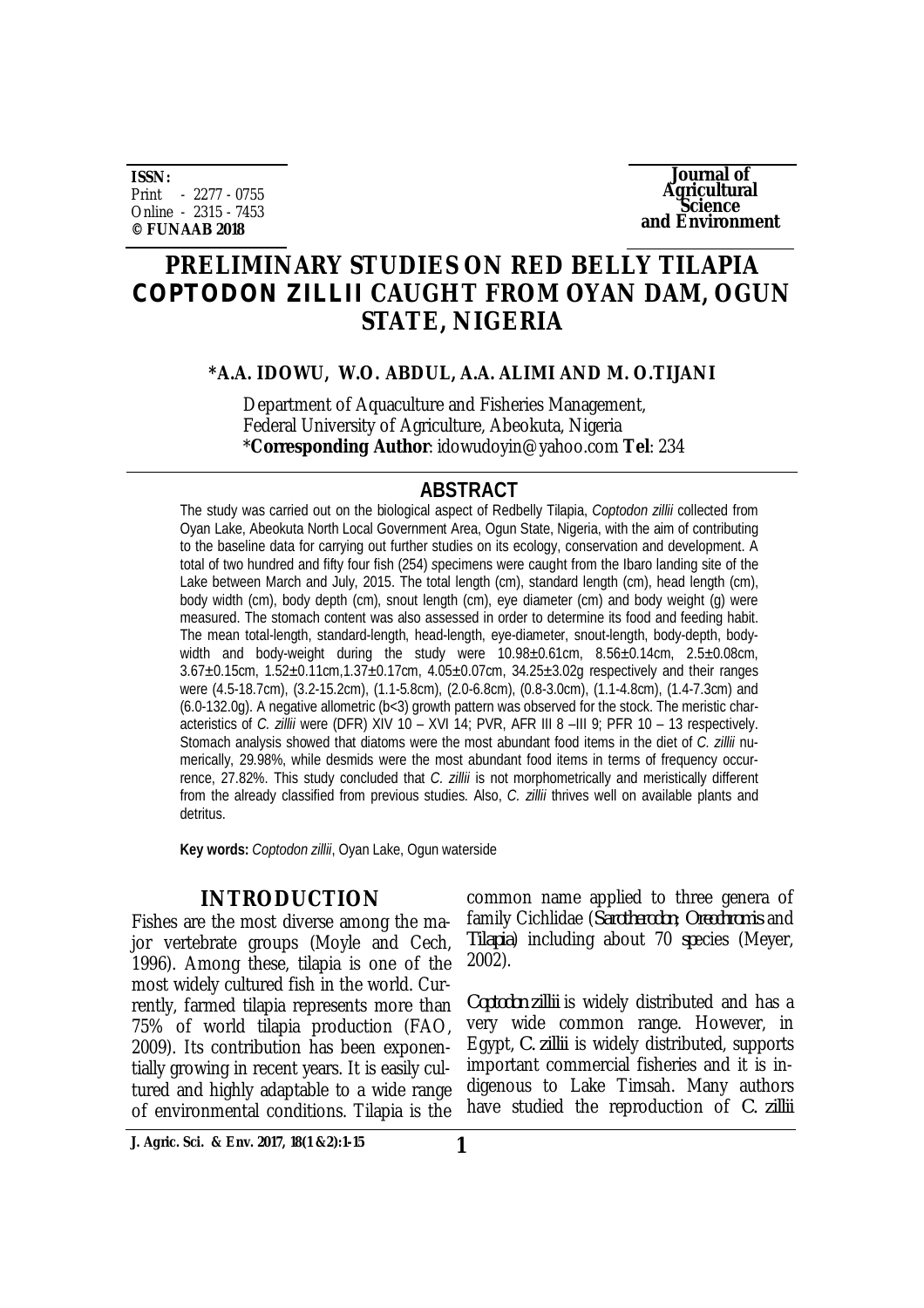ISSN:
Print - 2277 - 0755
Online - 2315 - 7453
**© FUNAAB 2018**

**Journal of Agricultural Science and Environment**

# PRELIMINARY STUDIES ON RED BELLY TILAPIA *COPTODON ZILLII* CAUGHT FROM OYAN DAM, OGUN STATE, NIGERIA

**\*A.A. IDOWU, W.O. ABDUL, A.A. ALIMI AND M. O.TIJANI**

Department of Aquaculture and Fisheries Management,
Federal University of Agriculture, Abeokuta, Nigeria
\***Corresponding Author**: idowudoyin@yahoo.com **Tel**: 234

## ABSTRACT

The study was carried out on the biological aspect of Redbelly Tilapia, *Coptodon zillii* collected from Oyan Lake, Abeokuta North Local Government Area, Ogun State, Nigeria, with the aim of contributing to the baseline data for carrying out further studies on its ecology, conservation and development. A total of two hundred and fifty four fish (254) specimens were caught from the Ibaro landing site of the Lake between March and July, 2015. The total length (cm), standard length (cm), head length (cm), body width (cm), body depth (cm), snout length (cm), eye diameter (cm) and body weight (g) were measured. The stomach content was also assessed in order to determine its food and feeding habit. The mean total-length, standard-length, head-length, eye-diameter, snout-length, body-depth, body-width and body-weight during the study were 10.98±0.61cm, 8.56±0.14cm, 2.5±0.08cm, 3.67±0.15cm, 1.52±0.11cm,1.37±0.17cm, 4.05±0.07cm, 34.25±3.02g respectively and their ranges were (4.5-18.7cm), (3.2-15.2cm), (1.1-5.8cm), (2.0-6.8cm), (0.8-3.0cm), (1.1-4.8cm), (1.4-7.3cm) and (6.0-132.0g). A negative allometric (b<3) growth pattern was observed for the stock. The meristic characteristics of *C. zillii* were (DFR) XIV 10 – XVI 14; PVR, AFR III 8 –III 9; PFR 10 – 13 respectively. Stomach analysis showed that diatoms were the most abundant food items in the diet of *C. zillii* numerically, 29.98%, while desmids were the most abundant food items in terms of frequency occurrence, 27.82%. This study concluded that *C. zillii* is not morphometrically and meristically different from the already classified from previous studies. Also, *C. zillii* thrives well on available plants and detritus.

**Key words:** *Coptodon zillii*, Oyan Lake, Ogun waterside

## INTRODUCTION

Fishes are the most diverse among the major vertebrate groups (Moyle and Cech, 1996). Among these, tilapia is one of the most widely cultured fish in the world. Currently, farmed tilapia represents more than 75% of world tilapia production (FAO, 2009). Its contribution has been exponentially growing in recent years. It is easily cultured and highly adaptable to a wide range of environmental conditions. Tilapia is the common name applied to three genera of family Cichlidae (*Sarotherodon, Oreochromis* and *Tilapia*) including about 70 species (Meyer, 2002).

*Coptodon zillii* is widely distributed and has a very wide common range. However, in Egypt, *C. zillii* is widely distributed, supports important commercial fisheries and it is indigenous to Lake Timsah. Many authors have studied the reproduction of *C. zillii*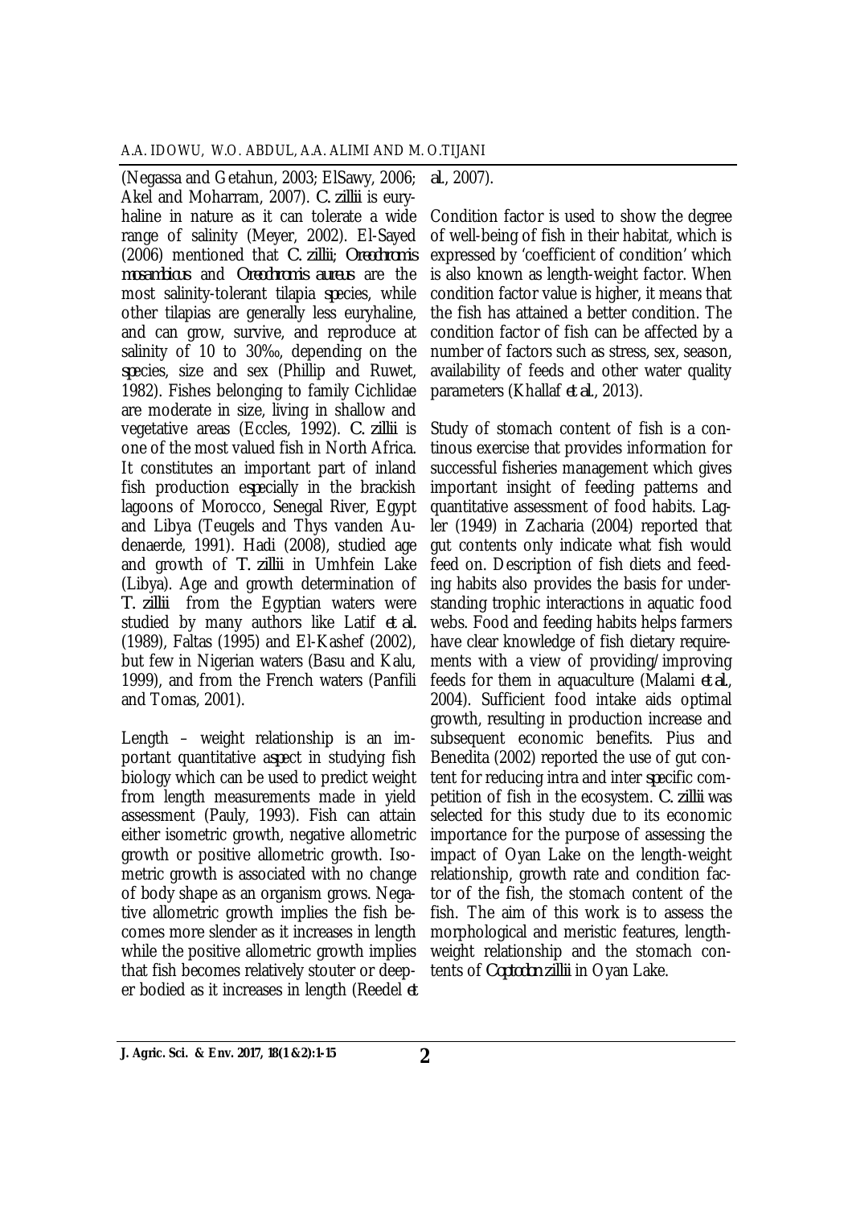(Negassa and Getahun, 2003; ElSawy, 2006; Akel and Moharram, 2007). *C. zillii* is euryhaline in nature as it can tolerate a wide range of salinity (Meyer, 2002). El-Sayed (2006) mentioned that *C. zillii*; *Oreochromis mosambicus* and *Oreochromis aureus* are the most salinity-tolerant tilapia species, while other tilapias are generally less euryhaline, and can grow, survive, and reproduce at salinity of 10 to 30‰, depending on the species, size and sex (Phillip and Ruwet, 1982). Fishes belonging to family Cichlidae are moderate in size, living in shallow and vegetative areas (Eccles, 1992). *C. zillii* is one of the most valued fish in North Africa. It constitutes an important part of inland fish production especially in the brackish lagoons of Morocco, Senegal River, Egypt and Libya (Teugels and Thys vanden Audenaerde, 1991). Hadi (2008), studied age and growth of *T. zillii* in Umhfein Lake (Libya). Age and growth determination of *T. zillii* from the Egyptian waters were studied by many authors like Latif *et al.* (1989), Faltas (1995) and El-Kashef (2002), but few in Nigerian waters (Basu and Kalu, 1999), and from the French waters (Panfili and Tomas, 2001).

Length – weight relationship is an important quantitative aspect in studying fish biology which can be used to predict weight from length measurements made in yield assessment (Pauly, 1993). Fish can attain either isometric growth, negative allometric growth or positive allometric growth. Isometric growth is associated with no change of body shape as an organism grows. Negative allometric growth implies the fish becomes more slender as it increases in length while the positive allometric growth implies that fish becomes relatively stouter or deeper bodied as it increases in length (Reedel *et al.*, 2007).

Condition factor is used to show the degree of well-being of fish in their habitat, which is expressed by 'coefficient of condition' which is also known as length-weight factor. When condition factor value is higher, it means that the fish has attained a better condition. The condition factor of fish can be affected by a number of factors such as stress, sex, season, availability of feeds and other water quality parameters (Khallaf *et al.*, 2013).

Study of stomach content of fish is a continous exercise that provides information for successful fisheries management which gives important insight of feeding patterns and quantitative assessment of food habits. Lagler (1949) in Zacharia (2004) reported that gut contents only indicate what fish would feed on. Description of fish diets and feeding habits also provides the basis for understanding trophic interactions in aquatic food webs. Food and feeding habits helps farmers have clear knowledge of fish dietary requirements with a view of providing/improving feeds for them in aquaculture (Malami *et al.*, 2004). Sufficient food intake aids optimal growth, resulting in production increase and subsequent economic benefits. Pius and Benedita (2002) reported the use of gut content for reducing intra and inter specific competition of fish in the ecosystem. *C. zillii* was selected for this study due to its economic importance for the purpose of assessing the impact of Oyan Lake on the length-weight relationship, growth rate and condition factor of the fish, the stomach content of the fish. The aim of this work is to assess the morphological and meristic features, length-weight relationship and the stomach contents of *Coptodon zillii* in Oyan Lake.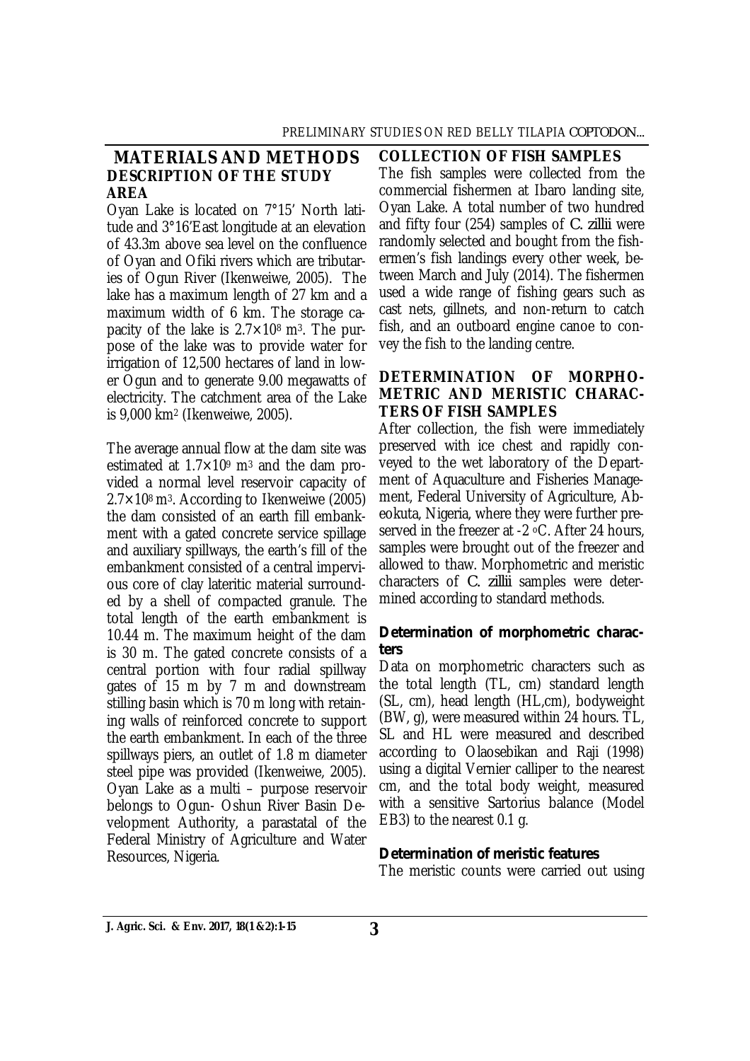## MATERIALS AND METHODS

### DESCRIPTION OF THE STUDY AREA

Oyan Lake is located on 7°15' North latitude and 3°16'East longitude at an elevation of 43.3m above sea level on the confluence of Oyan and Ofiki rivers which are tributaries of Ogun River (Ikenweiwe, 2005). The lake has a maximum length of 27 km and a maximum width of 6 km. The storage capacity of the lake is $2.7 \times 10^8$ m$^3$. The purpose of the lake was to provide water for irrigation of 12,500 hectares of land in lower Ogun and to generate 9.00 megawatts of electricity. The catchment area of the Lake is 9,000 km$^2$ (Ikenweiwe, 2005).

The average annual flow at the dam site was estimated at $1.7 \times 10^9$ m$^3$ and the dam provided a normal level reservoir capacity of $2.7 \times 10^8$ m$^3$. According to Ikenweiwe (2005) the dam consisted of an earth fill embankment with a gated concrete service spillage and auxiliary spillways, the earth's fill of the embankment consisted of a central impervious core of clay lateritic material surrounded by a shell of compacted granule. The total length of the earth embankment is 10.44 m. The maximum height of the dam is 30 m. The gated concrete consists of a central portion with four radial spillway gates of 15 m by 7 m and downstream stilling basin which is 70 m long with retaining walls of reinforced concrete to support the earth embankment. In each of the three spillways piers, an outlet of 1.8 m diameter steel pipe was provided (Ikenweiwe, 2005). Oyan Lake as a multi – purpose reservoir belongs to Ogun- Oshun River Basin Development Authority, a parastatal of the Federal Ministry of Agriculture and Water Resources, Nigeria.

### COLLECTION OF FISH SAMPLES

The fish samples were collected from the commercial fishermen at Ibaro landing site, Oyan Lake. A total number of two hundred and fifty four (254) samples of *C. zillii* were randomly selected and bought from the fishermen's fish landings every other week, between March and July (2014). The fishermen used a wide range of fishing gears such as cast nets, gillnets, and non-return to catch fish, and an outboard engine canoe to convey the fish to the landing centre.

### DETERMINATION OF MORPHOMETRIC AND MERISTIC CHARACTERS OF FISH SAMPLES

After collection, the fish were immediately preserved with ice chest and rapidly conveyed to the wet laboratory of the Department of Aquaculture and Fisheries Management, Federal University of Agriculture, Abeokuta, Nigeria, where they were further preserved in the freezer at -2 °C. After 24 hours, samples were brought out of the freezer and allowed to thaw. Morphometric and meristic characters of *C. zillii* samples were determined according to standard methods.

#### Determination of morphometric characters

Data on morphometric characters such as the total length (TL, cm) standard length (SL, cm), head length (HL,cm), bodyweight (BW, g), were measured within 24 hours. TL, SL and HL were measured and described according to Olaosebikan and Raji (1998) using a digital Vernier calliper to the nearest cm, and the total body weight, measured with a sensitive Sartorius balance (Model EB3) to the nearest 0.1 g.

#### Determination of meristic features

The meristic counts were carried out using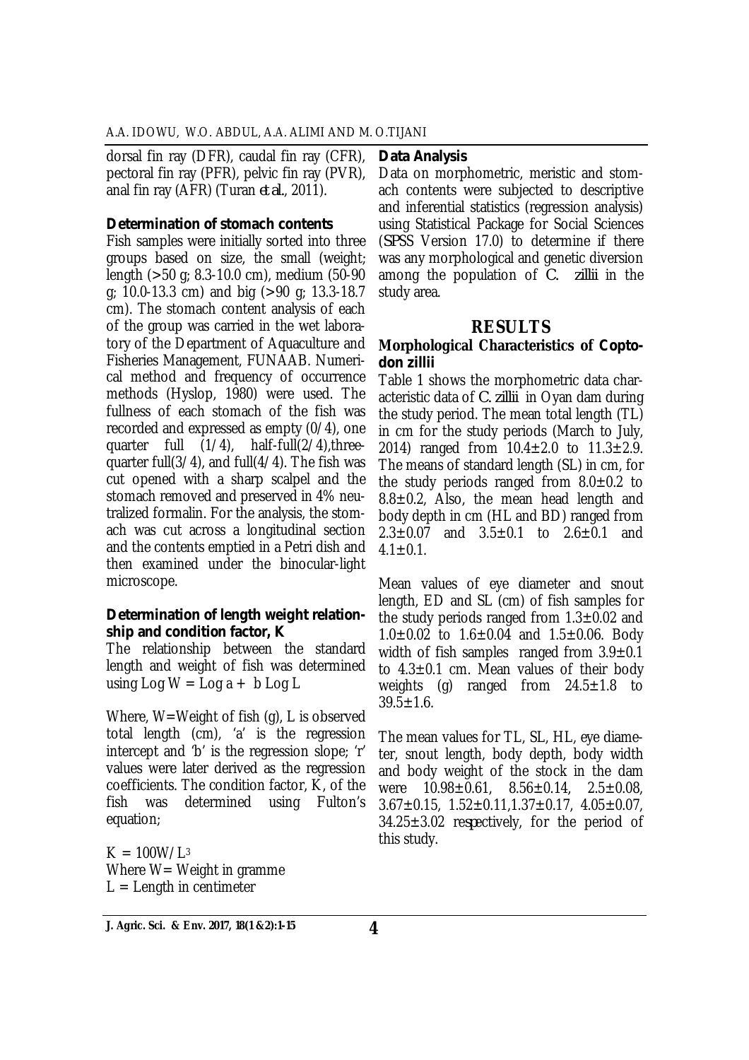dorsal fin ray (DFR), caudal fin ray (CFR), pectoral fin ray (PFR), pelvic fin ray (PVR), anal fin ray (AFR) (Turan *et al.*, 2011).

**Determination of stomach contents**

Fish samples were initially sorted into three groups based on size, the small (weight; length (>50 g; 8.3-10.0 cm), medium (50-90 g; 10.0-13.3 cm) and big (>90 g; 13.3-18.7 cm). The stomach content analysis of each of the group was carried in the wet laboratory of the Department of Aquaculture and Fisheries Management, FUNAAB. Numerical method and frequency of occurrence methods (Hyslop, 1980) were used. The fullness of each stomach of the fish was recorded and expressed as empty (0/4), one quarter full (1/4), half-full(2/4),three-quarter full(3/4), and full(4/4). The fish was cut opened with a sharp scalpel and the stomach removed and preserved in 4% neutralized formalin. For the analysis, the stomach was cut across a longitudinal section and the contents emptied in a Petri dish and then examined under the binocular-light microscope.

**Determination of length weight relationship and condition factor, K**

The relationship between the standard length and weight of fish was determined using $\text{Log } W = \text{Log } a + b \text{ Log } L$

Where, W=Weight of fish (g), L is observed total length (cm), 'a' is the regression intercept and 'b' is the regression slope; 'r' values were later derived as the regression coefficients. The condition factor, K, of the fish was determined using Fulton's equation;

$K = 100W/L^3$
Where W= Weight in gramme
L = Length in centimeter

**Data Analysis**

Data on morphometric, meristic and stomach contents were subjected to descriptive and inferential statistics (regression analysis) using Statistical Package for Social Sciences (SPSS Version 17.0) to determine if there was any morphological and genetic diversion among the population of *C. zillii* in the study area.

## RESULTS

**Morphological Characteristics of *Coptodon zillii***

Table 1 shows the morphometric data characteristic data of *C. zillii* in Oyan dam during the study period. The mean total length (TL) in cm for the study periods (March to July, 2014) ranged from 10.4±2.0 to 11.3±2.9. The means of standard length (SL) in cm, for the study periods ranged from 8.0±0.2 to 8.8±0.2, Also, the mean head length and body depth in cm (HL and BD) ranged from 2.3±0.07 and 3.5±0.1 to 2.6±0.1 and 4.1±0.1.

Mean values of eye diameter and snout length, ED and SL (cm) of fish samples for the study periods ranged from 1.3±0.02 and 1.0±0.02 to 1.6±0.04 and 1.5±0.06. Body width of fish samples ranged from 3.9±0.1 to 4.3±0.1 cm. Mean values of their body weights (g) ranged from 24.5±1.8 to 39.5±1.6.

The mean values for TL, SL, HL, eye diameter, snout length, body depth, body width and body weight of the stock in the dam were 10.98±0.61, 8.56±0.14, 2.5±0.08, 3.67±0.15, 1.52±0.11,1.37±0.17, 4.05±0.07, 34.25±3.02 respectively, for the period of this study.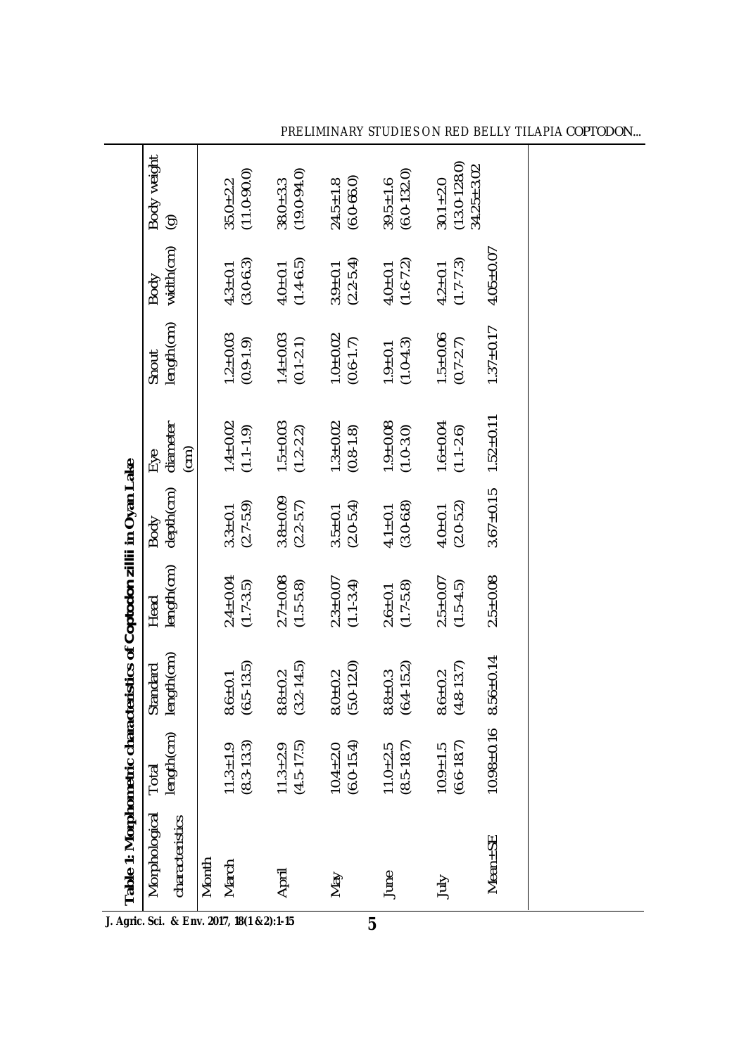**Table 1: Morphometric characteristics of Coptodon zillii in Oyan Lake**

| Morphological characteristics | Total length(cm) | Standard length(cm) | Head length(cm) | Body depth(cm) | Eye diameter (cm) | Snout length(cm) | Body width(cm) | Body weight (g) |
|---|---|---|---|---|---|---|---|---|
| Month | | | | | | | | |
| March | 11.3±1.9 (8.3-13.3) | 8.6±0.1 (6.5-13.5) | 2.4±0.04 (1.7-3.5) | 3.3±0.1 (2.7-5.9) | 1.4±0.02 (1.1-1.9) | 1.2±0.03 (0.9-1.9) | 4.3±0.1 (3.0-6.3) | 35.0±2.2 (11.0-90.0) |
| April | 11.3±2.9 (4.5-17.5) | 8.8±0.2 (3.2-14.5) | 2.7±0.08 (1.5-5.8) | 3.8±0.09 (2.2-5.7) | 1.5±0.03 (1.2-2.2) | 1.4±0.03 (0.1-2.1) | 4.0±0.1 (1.4-6.5) | 38.0±3.3 (19.0-94.0) |
| May | 10.4±2.0 (6.0-15.4) | 8.0±0.2 (5.0-12.0) | 2.3±0.07 (1.1-3.4) | 3.5±0.1 (2.0-5.4) | 1.3±0.02 (0.8-1.8) | 1.0±0.02 (0.6-1.7) | 3.9±0.1 (2.2-5.4) | 24.5±1.8 (6.0-66.0) |
| June | 11.0±2.5 (8.5-18.7) | 8.8±0.3 (6.4-15.2) | 2.6±0.1 (1.7-5.8) | 4.1±0.1 (3.0-6.8) | 1.9±0.08 (1.0-3.0) | 1.9±0.1 (1.0-4.3) | 4.0±0.1 (1.6-7.2) | 39.5±1.6 (6.0-132.0) |
| July | 10.9±1.5 (6.6-18.7) | 8.6±0.2 (4.8-13.7) | 2.5±0.07 (1.5-4.5) | 4.0±0.1 (2.0-5.2) | 1.6±0.04 (1.1-2.6) | 1.5±0.06 (0.7-2.7) | 4.2±0.1 (1.7-7.3) | 30.1±2.0 (13.0-128.0) |
| Mean±SE | 10.98±0.16 | 8.56±0.14 | 2.5±0.08 | 3.67±0.15 | 1.52±0.11 | 1.37±0.17 | 4.05±0.07 | 34.25±3.02 |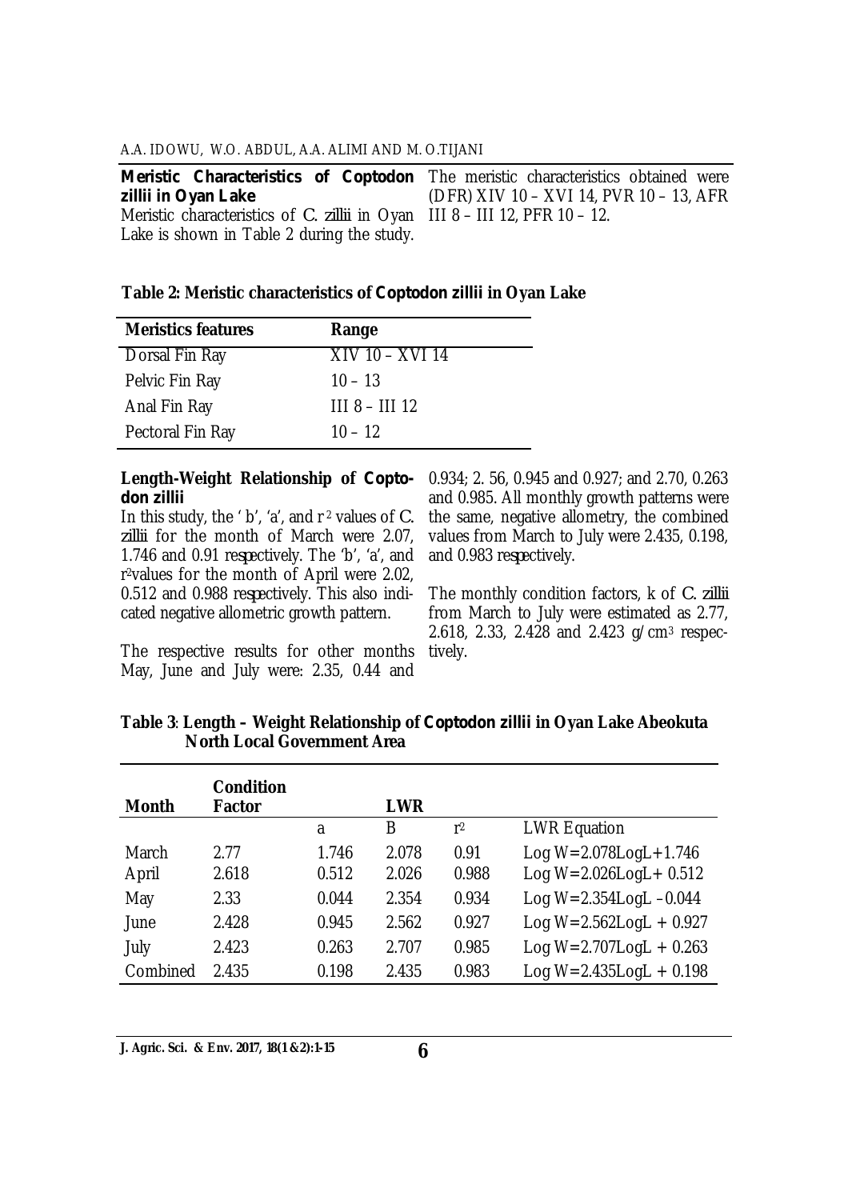**Meristic Characteristics of *Coptodon zillii* in Oyan Lake**

Meristic characteristics of *C. zillii* in Oyan Lake is shown in Table 2 during the study. The meristic characteristics obtained were (DFR) XIV 10 – XVI 14, PVR 10 – 13, AFR III 8 – III 12, PFR 10 – 12.

**Table 2: Meristic characteristics of *Coptodon zillii* in Oyan Lake**

| Meristics features | Range |
|---|---|
| Dorsal Fin Ray | XIV 10 – XVI 14 |
| Pelvic Fin Ray | 10 – 13 |
| Anal Fin Ray | III 8 – III 12 |
| Pectoral Fin Ray | 10 – 12 |

**Length-Weight Relationship of *Coptodon zillii***

In this study, the 'b', 'a', and $r^2$ values of *C. zillii* for the month of March were 2.07, 1.746 and 0.91 respectively. The 'b', 'a', and $r^2$values for the month of April were 2.02, 0.512 and 0.988 respectively. This also indicated negative allometric growth pattern.

The respective results for other months May, June and July were: 2.35, 0.44 and 0.934; 2. 56, 0.945 and 0.927; and 2.70, 0.263 and 0.985. All monthly growth patterns were the same, negative allometry, the combined values from March to July were 2.435, 0.198, and 0.983 respectively.

The monthly condition factors, k of *C. zillii* from March to July were estimated as 2.77, 2.618, 2.33, 2.428 and 2.423 g/cm$^3$ respectively.

**Table 3**: **Length – Weight Relationship of *Coptodon zillii* in Oyan Lake Abeokuta North Local Government Area**

| Month | Condition Factor | LWR | | | |
|---|---|---|---|---|---|
| | | a | B | $r^2$ | LWR Equation |
| March | 2.77 | 1.746 | 2.078 | 0.91 | Log W=2.078LogL+1.746 |
| April | 2.618 | 0.512 | 2.026 | 0.988 | Log W=2.026LogL+ 0.512 |
| May | 2.33 | 0.044 | 2.354 | 0.934 | Log W=2.354LogL –0.044 |
| June | 2.428 | 0.945 | 2.562 | 0.927 | Log W=2.562LogL + 0.927 |
| July | 2.423 | 0.263 | 2.707 | 0.985 | Log W=2.707LogL + 0.263 |
| Combined | 2.435 | 0.198 | 2.435 | 0.983 | Log W=2.435LogL + 0.198 |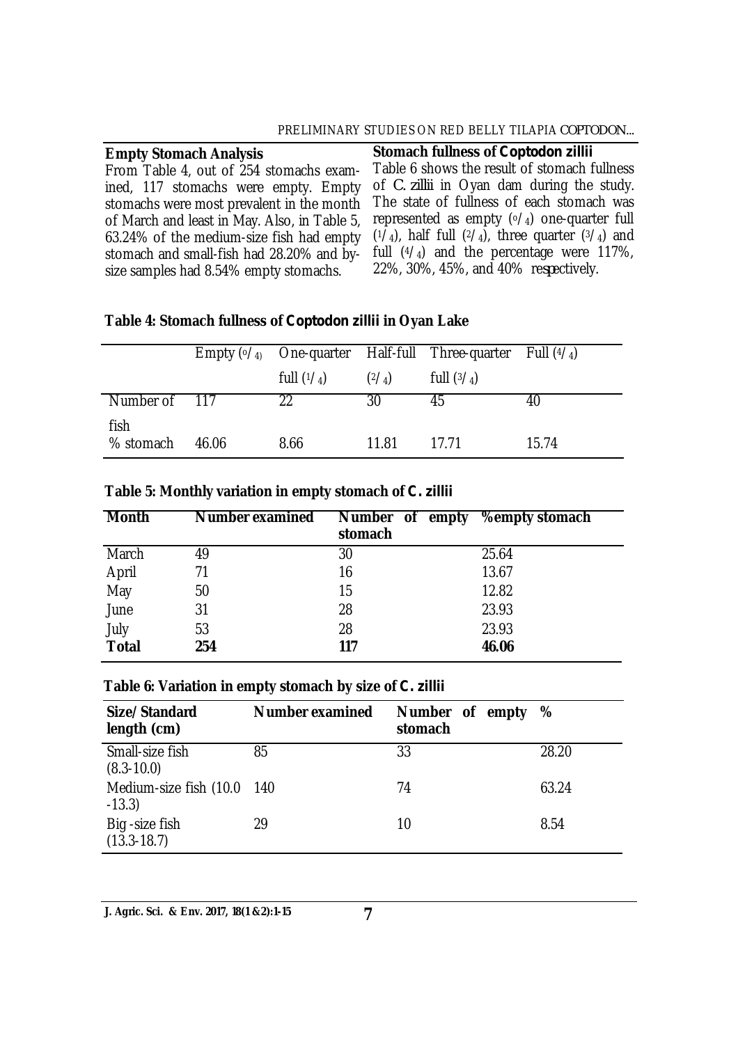**Empty Stomach Analysis**

From Table 4, out of 254 stomachs examined, 117 stomachs were empty. Empty stomachs were most prevalent in the month of March and least in May. Also, in Table 5, 63.24% of the medium-size fish had empty stomach and small-fish had 28.20% and by-size samples had 8.54% empty stomachs.

**Stomach fullness of *Coptodon zillii***

Table 6 shows the result of stomach fullness of *C. zillii* in Oyan dam during the study. The state of fullness of each stomach was represented as empty ($^0/_4$) one-quarter full ($^1/_4$), half full ($^2/_4$), three quarter ($^3/_4$) and full ($^4/_4$) and the percentage were 117%, 22%, 30%, 45%, and 40% respectively.

**Table 4: Stomach fullness of *Coptodon zillii* in Oyan Lake**

| | Empty ($^0/_4$) | One-quarter full ($^1/_4$) | Half-full ($^2/_4$) | Three-quarter full ($^3/_4$) | Full ($^4/_4$) |
|---|---|---|---|---|---|
| Number of fish | 117 | 22 | 30 | 45 | 40 |
| % stomach | 46.06 | 8.66 | 11.81 | 17.71 | 15.74 |

**Table 5: Monthly variation in empty stomach of *C. zillii***

| Month | Number examined | Number of empty stomach | %empty stomach |
|---|---|---|---|
| March | 49 | 30 | 25.64 |
| April | 71 | 16 | 13.67 |
| May | 50 | 15 | 12.82 |
| June | 31 | 28 | 23.93 |
| July | 53 | 28 | 23.93 |
| **Total** | **254** | **117** | **46.06** |

**Table 6: Variation in empty stomach by size of *C. zillii***

| Size/ Standard length (cm) | Number examined | Number of empty stomach | % |
|---|---|---|---|
| Small-size fish (8.3-10.0) | 85 | 33 | 28.20 |
| Medium-size fish (10.0 -13.3) | 140 | 74 | 63.24 |
| Big -size fish (13.3-18.7) | 29 | 10 | 8.54 |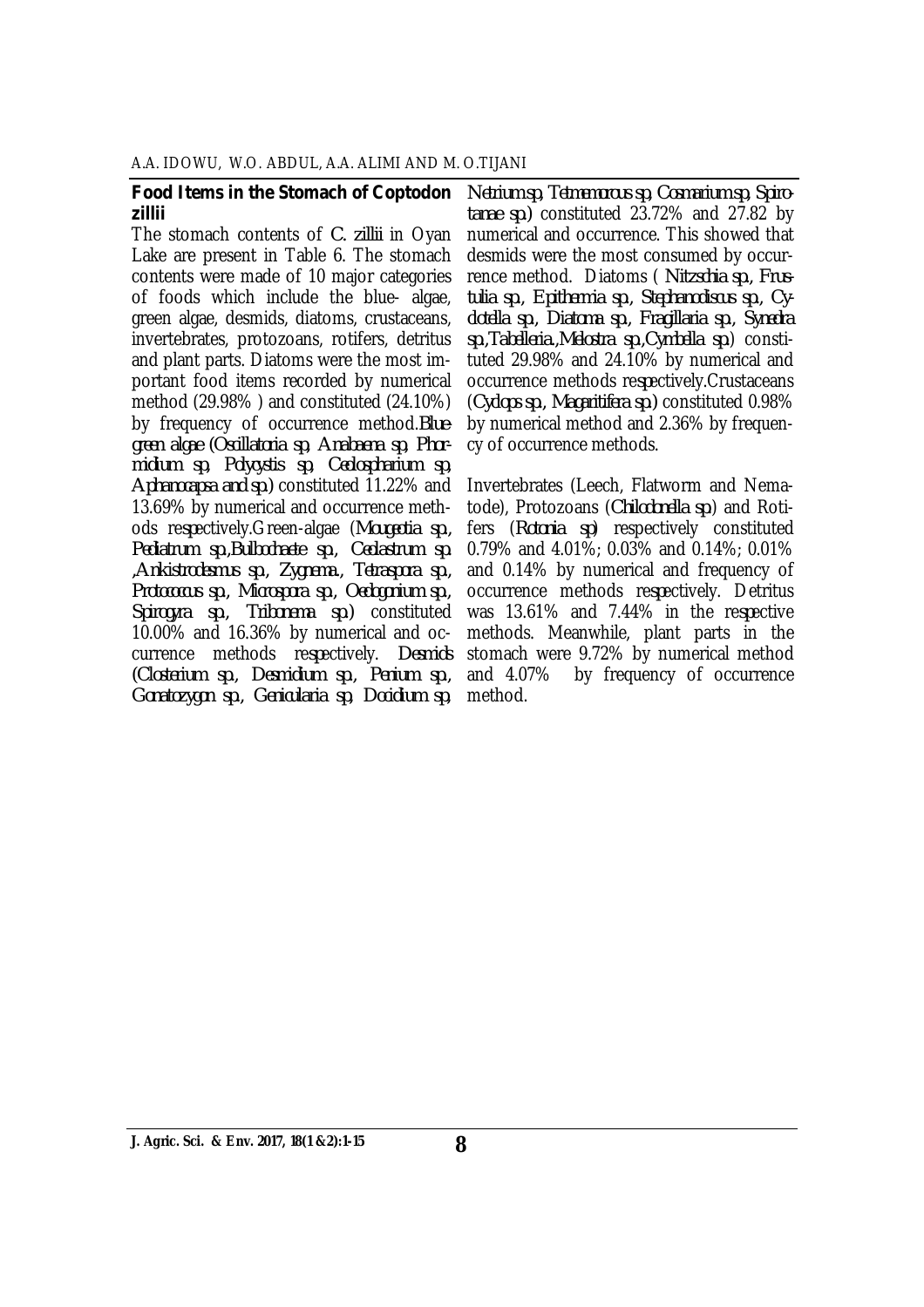### Food Items in the Stomach of *Coptodon zillii*

The stomach contents of *C. zillii* in Oyan Lake are present in Table 6. The stomach contents were made of 10 major categories of foods which include the blue- algae, green algae, desmids, diatoms, crustaceans, invertebrates, protozoans, rotifers, detritus and plant parts. Diatoms were the most important food items recorded by numerical method (29.98% ) and constituted (24.10%) by frequency of occurrence method.*Blue-green algae (Oscillatoria sp, Anabaena sp, Phormidium sp, Polycystis sp, Ceolospharium sp, Aphanocapsa and sp.)* constituted 11.22% and 13.69% by numerical and occurrence methods respectively.Green-algae (*Mougeotia sp., Pediatrum sp.,Bulbochaete sp., Ceolastrum sp ,Ankistrodesmus sp., Zygnema., Tetraspora sp., Protococcus sp., Microspora sp., Oedogonium sp., Spirogyra sp., Tribonema sp.*) constituted 10.00% and 16.36% by numerical and occurrence methods respectively. *Desmids (Closterium sp., Desmidium sp., Penium sp., Gonatozygon sp., Genicularia sp, Docidium sp, Netrium sp, Tetmemorous sp, Cosmarium sp, Spirotanae sp.)* constituted 23.72% and 27.82 by numerical and occurrence. This showed that desmids were the most consumed by occurrence method. Diatoms ( *Nitzschia sp., Frustulia sp., Epithermia sp., Stephanodiscus sp., Cyclotella sp., Diatoma sp., Fragillaria sp., Synedra sp.,Tabelleria.,Melostra sp.,Cymbella sp.*) constituted 29.98% and 24.10% by numerical and occurrence methods respectively.Crustaceans (*Cyclops sp., Magaritifera sp.*) constituted 0.98% by numerical method and 2.36% by frequency of occurrence methods.

Invertebrates (Leech, Flatworm and Nematode), Protozoans (*Chilodonella sp*) and Rotifers (*Rotonia sp*) respectively constituted 0.79% and 4.01%; 0.03% and 0.14%; 0.01% and 0.14% by numerical and frequency of occurrence methods respectively. Detritus was 13.61% and 7.44% in the respective methods. Meanwhile, plant parts in the stomach were 9.72% by numerical method and 4.07% by frequency of occurrence method.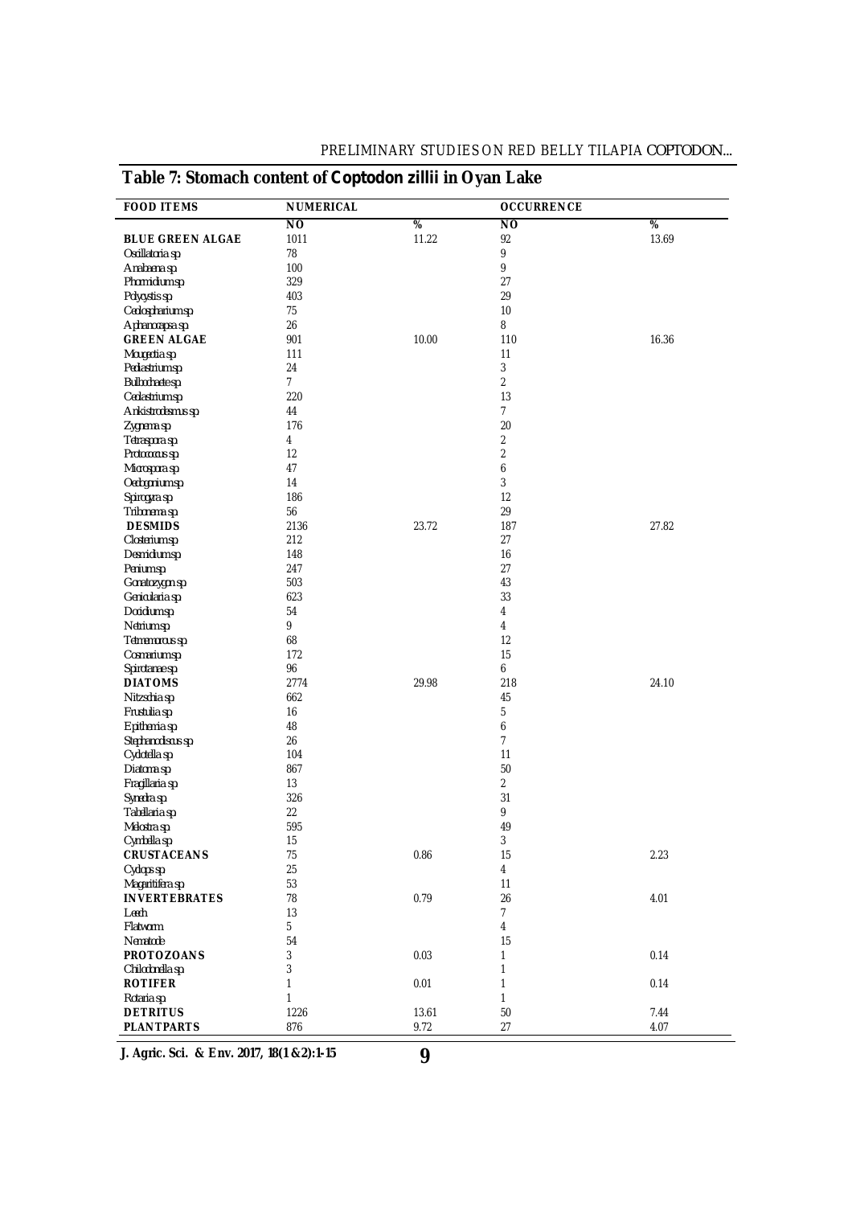## Table 7: Stomach content of *Coptodon zillii* in Oyan Lake

| FOOD ITEMS | NUMERICAL | | OCCURRENCE | |
|---|---|---|---|---|
| | NO | % | NO | % |
| **BLUE GREEN ALGAE** | 1011 | 11.22 | 92 | 13.69 |
| *Oscillatoria sp* | 78 | | 9 | |
| *Anabaena sp* | 100 | | 9 | |
| *Phormidium sp* | 329 | | 27 | |
| *Polycystis sp* | 403 | | 29 | |
| *Coelospharium sp* | 75 | | 10 | |
| *Aphanocapsa sp* | 26 | | 8 | |
| **GREEN ALGAE** | 901 | 10.00 | 110 | 16.36 |
| *Mougeotia sp* | 111 | | 11 | |
| *Pediastrium sp* | 24 | | 3 | |
| *Bulbochaete sp* | 7 | | 2 | |
| *Coelastrium sp* | 220 | | 13 | |
| *Ankistrodesmus sp* | 44 | | 7 | |
| *Zygnema sp* | 176 | | 20 | |
| *Tetraspora sp* | 4 | | 2 | |
| *Protococcus sp* | 12 | | 2 | |
| *Microspora sp* | 47 | | 6 | |
| *Oedogonium sp* | 14 | | 3 | |
| *Spirogyra sp* | 186 | | 12 | |
| *Tribonema sp* | 56 | | 29 | |
| **DESMIDS** | 2136 | 23.72 | 187 | 27.82 |
| *Closterium sp* | 212 | | 27 | |
| *Desmidium sp* | 148 | | 16 | |
| *Penium sp* | 247 | | 27 | |
| *Gonatozygon sp* | 503 | | 43 | |
| *Genicularia sp* | 623 | | 33 | |
| *Docidium sp* | 54 | | 4 | |
| *Netrium sp* | 9 | | 4 | |
| *Tetmemorous sp* | 68 | | 12 | |
| *Cosmarium sp* | 172 | | 15 | |
| *Spirotanae sp* | 96 | | 6 | |
| **DIATOMS** | 2774 | 29.98 | 218 | 24.10 |
| *Nitzschia sp* | 662 | | 45 | |
| *Frustulia sp* | 16 | | 5 | |
| *Epitheria sp* | 48 | | 6 | |
| *Stephanodiscus sp* | 26 | | 7 | |
| *Cyclotella sp* | 104 | | 11 | |
| *Diatoma sp* | 867 | | 50 | |
| *Fragillaria sp* | 13 | | 2 | |
| *Synedra sp* | 326 | | 31 | |
| *Tabellaria sp* | 22 | | 9 | |
| *Melostra sp* | 595 | | 49 | |
| *Cymbella sp* | 15 | | 3 | |
| **CRUSTACEANS** | 75 | 0.86 | 15 | 2.23 |
| *Cyclops sp* | 25 | | 4 | |
| *Magaritifera sp* | 53 | | 11 | |
| **INVERTEBRATES** | 78 | 0.79 | 26 | 4.01 |
| Leech | 13 | | 7 | |
| Flatworm | 5 | | 4 | |
| Nematode | 54 | | 15 | |
| **PROTOZOANS** | 3 | 0.03 | 1 | 0.14 |
| *Chilodonella sp* | 3 | | 1 | |
| **ROTIFER** | 1 | 0.01 | 1 | 0.14 |
| *Rotaria sp* | 1 | | 1 | |
| **DETRITUS** | 1226 | 13.61 | 50 | 7.44 |
| **PLANTPARTS** | 876 | 9.72 | 27 | 4.07 |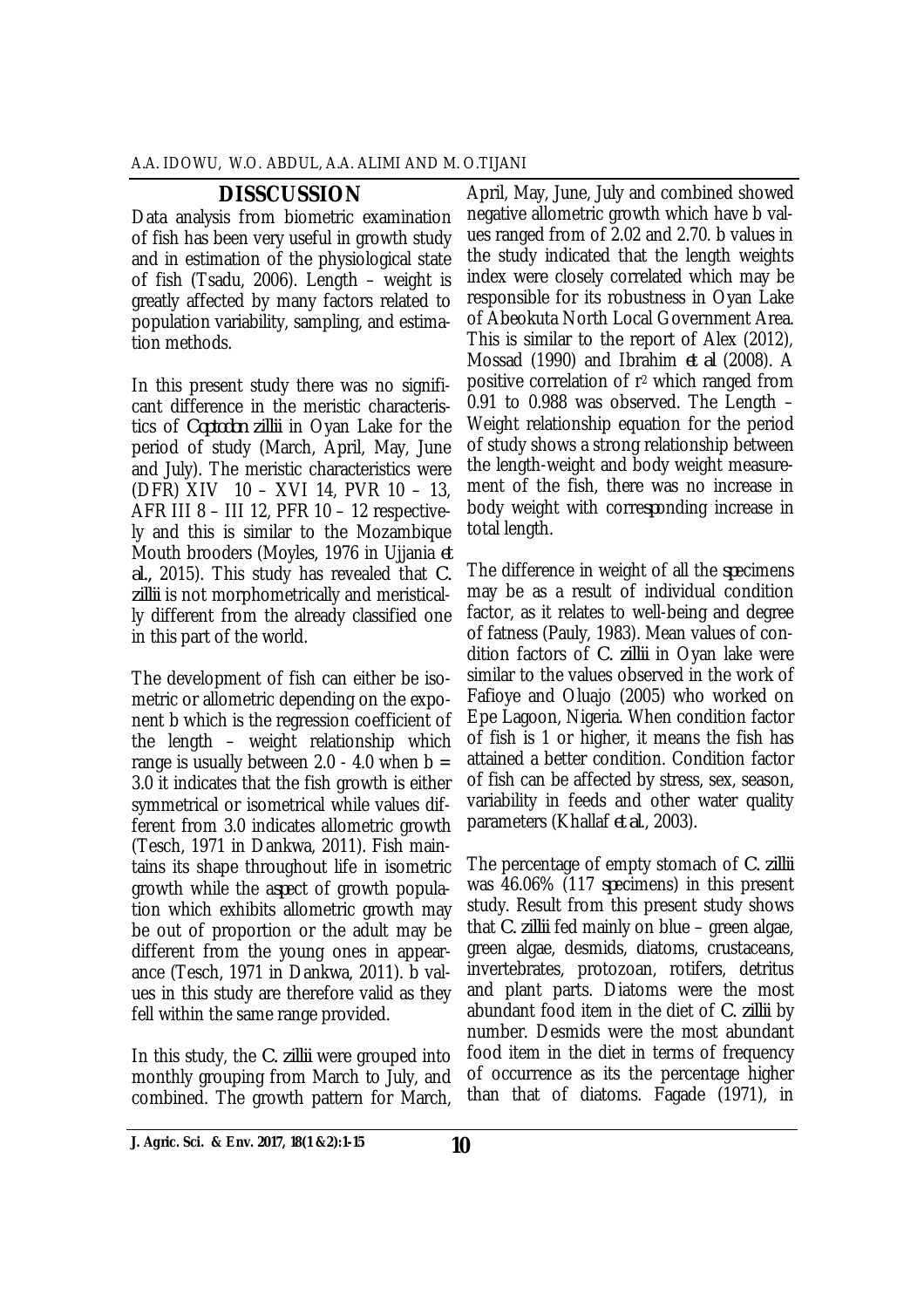## DISSCUSSION

Data analysis from biometric examination of fish has been very useful in growth study and in estimation of the physiological state of fish (Tsadu, 2006). Length – weight is greatly affected by many factors related to population variability, sampling, and estimation methods.

In this present study there was no significant difference in the meristic characteristics of *Coptodon zillii* in Oyan Lake for the period of study (March, April, May, June and July). The meristic characteristics were (DFR) XIV 10 – XVI 14, PVR 10 – 13, AFR III 8 – III 12, PFR 10 – 12 respectively and this is similar to the Mozambique Mouth brooders (Moyles, 1976 in Ujjania *et al.*, 2015). This study has revealed that *C. zillii* is not morphometrically and meristically different from the already classified one in this part of the world.

The development of fish can either be isometric or allometric depending on the exponent b which is the regression coefficient of the length – weight relationship which range is usually between 2.0 - 4.0 when b = 3.0 it indicates that the fish growth is either symmetrical or isometrical while values different from 3.0 indicates allometric growth (Tesch, 1971 in Dankwa, 2011). Fish maintains its shape throughout life in isometric growth while the aspect of growth population which exhibits allometric growth may be out of proportion or the adult may be different from the young ones in appearance (Tesch, 1971 in Dankwa, 2011). b values in this study are therefore valid as they fell within the same range provided.

In this study, the *C. zillii* were grouped into monthly grouping from March to July, and combined. The growth pattern for March, April, May, June, July and combined showed negative allometric growth which have b values ranged from of 2.02 and 2.70. b values in the study indicated that the length weights index were closely correlated which may be responsible for its robustness in Oyan Lake of Abeokuta North Local Government Area. This is similar to the report of Alex (2012), Mossad (1990) and Ibrahim *et al* (2008). A positive correlation of $r^2$ which ranged from 0.91 to 0.988 was observed. The Length – Weight relationship equation for the period of study shows a strong relationship between the length-weight and body weight measurement of the fish, there was no increase in body weight with corresponding increase in total length.

The difference in weight of all the specimens may be as a result of individual condition factor, as it relates to well-being and degree of fatness (Pauly, 1983). Mean values of condition factors of *C. zillii* in Oyan lake were similar to the values observed in the work of Fafioye and Oluajo (2005) who worked on Epe Lagoon, Nigeria. When condition factor of fish is 1 or higher, it means the fish has attained a better condition. Condition factor of fish can be affected by stress, sex, season, variability in feeds and other water quality parameters (Khallaf *et al.*, 2003).

The percentage of empty stomach of *C. zillii* was 46.06% (117 specimens) in this present study. Result from this present study shows that *C. zillii* fed mainly on blue – green algae, green algae, desmids, diatoms, crustaceans, invertebrates, protozoan, rotifers, detritus and plant parts. Diatoms were the most abundant food item in the diet of *C. zillii* by number. Desmids were the most abundant food item in the diet in terms of frequency of occurrence as its the percentage higher than that of diatoms. Fagade (1971), in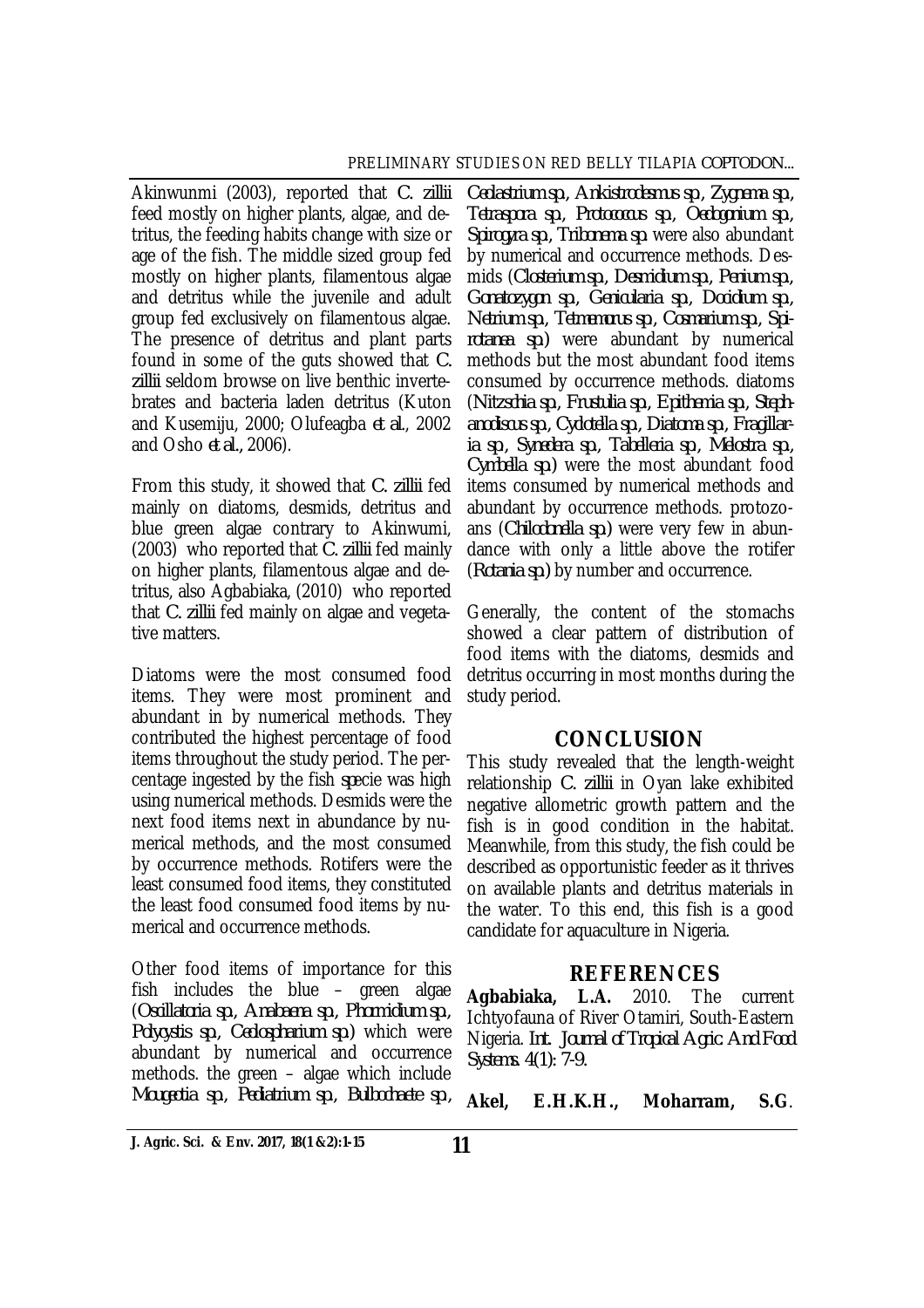Akinwunmi (2003), reported that *C. zillii* feed mostly on higher plants, algae, and detritus, the feeding habits change with size or age of the fish. The middle sized group fed mostly on higher plants, filamentous algae and detritus while the juvenile and adult group fed exclusively on filamentous algae. The presence of detritus and plant parts found in some of the guts showed that *C. zillii* seldom browse on live benthic invertebrates and bacteria laden detritus (Kuton and Kusemiju, 2000; Olufeagba *et al.*, 2002 and Osho *et al.*, 2006).

From this study, it showed that *C. zillii* fed mainly on diatoms, desmids, detritus and blue green algae contrary to Akinwumi, (2003) who reported that *C. zillii* fed mainly on higher plants, filamentous algae and detritus, also Agbabiaka, (2010) who reported that *C. zillii* fed mainly on algae and vegetative matters.

Diatoms were the most consumed food items. They were most prominent and abundant in by numerical methods. They contributed the highest percentage of food items throughout the study period. The percentage ingested by the fish *specie* was high using numerical methods. Desmids were the next food items next in abundance by numerical methods, and the most consumed by occurrence methods. Rotifers were the least consumed food items, they constituted the least food consumed food items by numerical and occurrence methods.

Other food items of importance for this fish includes the blue – green algae (*Oscillatoria sp., Anabaena sp., Phormidium sp., Polycystis sp., Caelosphaerium sp.*) which were abundant by numerical and occurrence methods. the green – algae which include *Mougeotia sp., Pediastrium sp., Bulbochaete sp., Caelastrium sp., Ankistrodesmus sp., Zygnema sp., Tetraspora sp., Protococcus sp., Oedogonium sp., Spirogyra sp., Tribonema sp.* were also abundant by numerical and occurrence methods. Desmids (*Closterium sp., Desmidium sp., Penium sp., Gonatozygon sp., Genicularia sp., Docidum sp., Netrium sp., Tetmemorus sp., Cosmarium sp., Spirotanea sp.*) were abundant by numerical methods but the most abundant food items consumed by occurrence methods. diatoms (*Nitzschia sp., Frustulia sp., Epithemia sp., Stephanodiscus sp., Cyclotella sp., Diatoma sp., Fragillaria sp., Synedera sp., Tabelleria sp., Melostra sp., Cymbella sp.*) were the most abundant food items consumed by numerical methods and abundant by occurrence methods. protozoans (*Chilodonella sp.*) were very few in abundance with only a little above the rotifer (*Rotaria sp.*) by number and occurrence.

Generally, the content of the stomachs showed a clear pattern of distribution of food items with the diatoms, desmids and detritus occurring in most months during the study period.

## CONCLUSION

This study revealed that the length-weight relationship *C. zillii* in Oyan lake exhibited negative allometric growth pattern and the fish is in good condition in the habitat. Meanwhile, from this study, the fish could be described as opportunistic feeder as it thrives on available plants and detritus materials in the water. To this end, this fish is a good candidate for aquaculture in Nigeria.

## REFERENCES

**Agbabiaka, L.A.** 2010. The current Ichtyofauna of River Otamiri, South-Eastern Nigeria. *Int. Journal of Tropical Agric. And Food Systems.* 4(1): 7-9.

**Akel, E.H.K.H., Moharram, S.G**.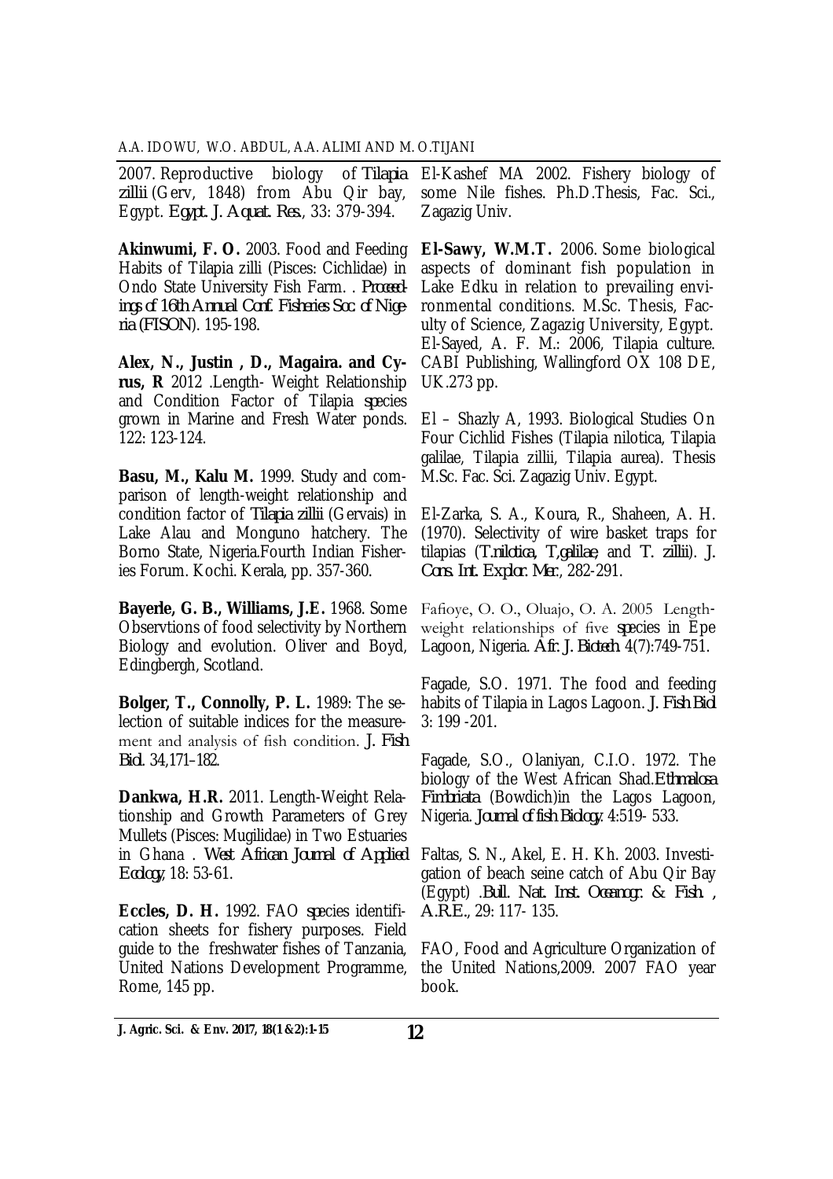2007. Reproductive biology of *Tilapia zillii* (Gerv, 1848) from Abu Qir bay, Egypt. *Egypt. J. Aquat. Res.*, 33: 379-394.

**Akinwumi, F. O.** 2003. Food and Feeding Habits of Tilapia zilli (Pisces: Cichlidae) in Ondo State University Fish Farm. . *Proceedings of 16th Annual Conf. Fisheries Soc. of Nigeria (FISON)*. 195-198.

**Alex, N., Justin , D., Magaira. and Cyrus, R** 2012 .Length- Weight Relationship and Condition Factor of Tilapia *species* grown in Marine and Fresh Water ponds. 122: 123-124.

**Basu, M., Kalu M.** 1999. Study and comparison of length-weight relationship and condition factor of *Tilapia zillii* (Gervais) in Lake Alau and Monguno hatchery. The Borno State, Nigeria.Fourth Indian Fisheries Forum. Kochi. Kerala, pp. 357-360.

**Bayerle, G. B., Williams, J.E.** 1968. Some Observtions of food selectivity by Northern Biology and evolution. Oliver and Boyd, Edingbergh, Scotland.

**Bolger, T., Connolly, P. L.** 1989: The selection of suitable indices for the measurement and analysis of fish condition. *J. Fish Biol.* 34,171–182.

**Dankwa, H.R.** 2011. Length-Weight Relationship and Growth Parameters of Grey Mullets (Pisces: Mugilidae) in Two Estuaries in Ghana . *West African Journal of Applied Ecology*, 18: 53-61.

**Eccles, D. H.** 1992. FAO *species* identification sheets for fishery purposes. Field guide to the freshwater fishes of Tanzania, United Nations Development Programme, Rome, 145 pp.

El-Kashef MA 2002. Fishery biology of some Nile fishes. Ph.D.Thesis, Fac. Sci., Zagazig Univ.

**El-Sawy, W.M.T.** 2006. Some biological aspects of dominant fish population in Lake Edku in relation to prevailing environmental conditions. M.Sc. Thesis, Faculty of Science, Zagazig University, Egypt. El-Sayed, A. F. M.: 2006, Tilapia culture. CABI Publishing, Wallingford OX 108 DE, UK.273 pp.

El – Shazly A, 1993. Biological Studies On Four Cichlid Fishes (Tilapia nilotica, Tilapia galilae, Tilapia zillii, Tilapia aurea). Thesis M.Sc. Fac. Sci. Zagazig Univ. Egypt.

El-Zarka, S. A., Koura, R., Shaheen, A. H. (1970). Selectivity of wire basket traps for tilapias (*T.nilotica, T,galilae,* and *T. zillii*). *J. Cons. Int. Explor. Mer.*, 282-291.

Fafioye, O. O., Oluajo, O. A. 2005 Length-weight relationships of five *species* in Epe Lagoon, Nigeria. *Afr. J. Biotech.* 4(7):749-751.

Fagade, S.O. 1971. The food and feeding habits of Tilapia in Lagos Lagoon. *J. Fish Biol.* 3: 199 -201.

Fagade, S.O., Olaniyan, C.I.O. 1972. The biology of the West African Shad.*Ethmalosa Fimbriata* (Bowdich)in the Lagos Lagoon, Nigeria. *Journal of fish Biology.* 4:519- 533.

Faltas, S. N., Akel, E. H. Kh. 2003. Investigation of beach seine catch of Abu Qir Bay (Egypt) .*Bull. Nat. Inst. Oceanogr. & Fish. , A.R.E.*, 29: 117- 135.

FAO, Food and Agriculture Organization of the United Nations,2009. 2007 FAO year book.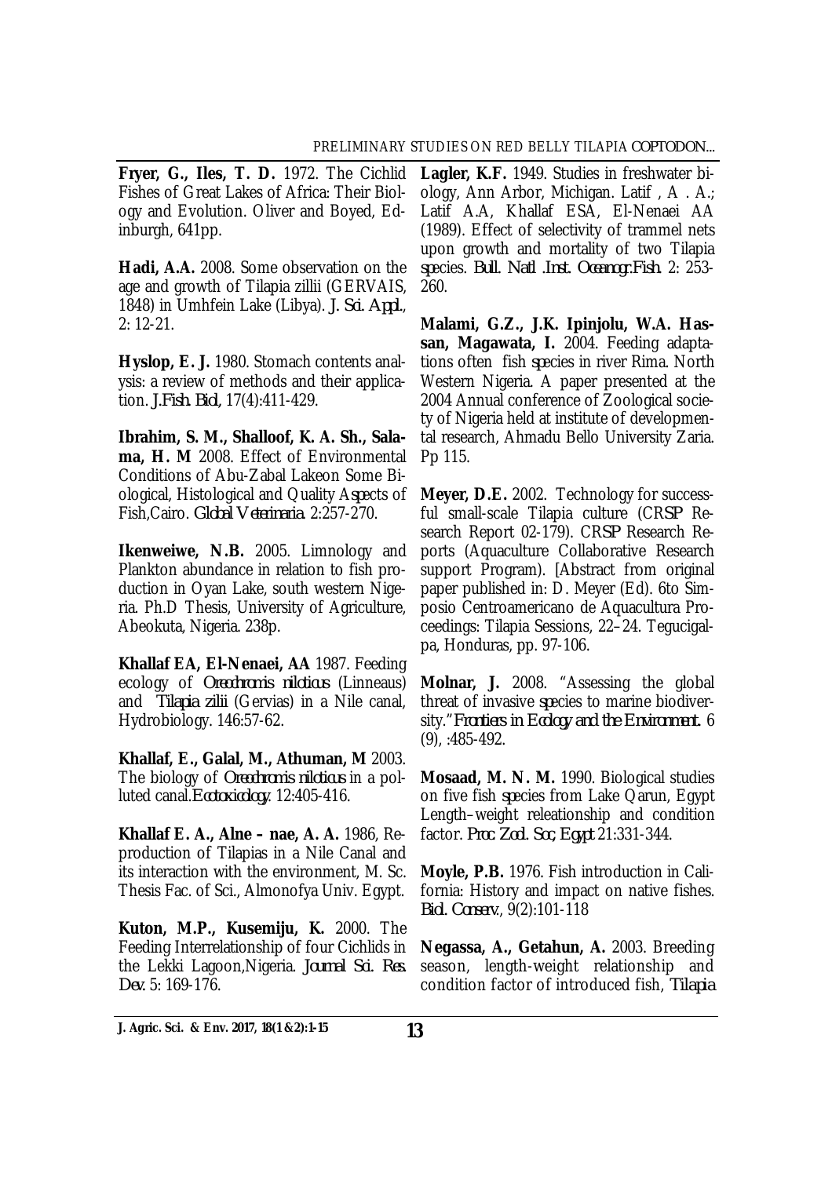**Fryer, G., Iles, T. D.** 1972. The Cichlid Fishes of Great Lakes of Africa: Their Biology and Evolution. Oliver and Boyed, Edinburgh, 641pp.

**Hadi, A.A.** 2008. Some observation on the age and growth of Tilapia zillii (GERVAIS, 1848) in Umhfein Lake (Libya). *J. Sci. Appl.*, 2: 12-21.

**Hyslop, E. J.** 1980. Stomach contents analysis: a review of methods and their application. *J.Fish. Biol*, 17(4):411-429.

**Ibrahim, S. M., Shalloof, K. A. Sh., Salama, H. M** 2008. Effect of Environmental Conditions of Abu-Zabal Lakeon Some Biological, Histological and Quality Aspects of Fish,Cairo. *Global Veterinaria*. 2:257-270.

**Ikenweiwe, N.B.** 2005. Limnology and Plankton abundance in relation to fish production in Oyan Lake, south western Nigeria. Ph.D Thesis, University of Agriculture, Abeokuta, Nigeria. 238p.

**Khallaf EA, El-Nenaei, AA** 1987. Feeding ecology of *Oreochromis niloticus* (Linneaus) and *Tilapia zilii* (Gervias) in a Nile canal, Hydrobiology. 146:57-62.

**Khallaf, E., Galal, M., Athuman, M** 2003. The biology of *Oreochromis niloticus* in a polluted canal.*Ecotoxicology*. 12:405-416.

**Khallaf E. A., Alne – nae, A. A.** 1986, Reproduction of Tilapias in a Nile Canal and its interaction with the environment, M. Sc. Thesis Fac. of Sci., Almonofya Univ. Egypt.

**Kuton, M.P., Kusemiju, K.** 2000. The Feeding Interrelationship of four Cichlids in the Lekki Lagoon,Nigeria. *Journal Sci. Res. Dev.* 5: 169-176.

**Lagler, K.F.** 1949. Studies in freshwater biology, Ann Arbor, Michigan. Latif , A . A.; Latif A.A, Khallaf ESA, El-Nenaei AA (1989). Effect of selectivity of trammel nets upon growth and mortality of two Tilapia species. *Bull. Natl .Inst. Oceanogr.Fish.* 2: 253-260.

**Malami, G.Z., J.K. Ipinjolu, W.A. Hassan, Magawata, I.** 2004. Feeding adaptations often fish species in river Rima. North Western Nigeria. A paper presented at the 2004 Annual conference of Zoological society of Nigeria held at institute of developmental research, Ahmadu Bello University Zaria. Pp 115.

**Meyer, D.E.** 2002. Technology for successful small-scale Tilapia culture (CRSP Research Report 02-179). CRSP Research Reports (Aquaculture Collaborative Research support Program). [Abstract from original paper published in: D. Meyer (Ed). 6to Simposio Centroamericano de Aquacultura Proceedings: Tilapia Sessions, 22–24. Tegucigalpa, Honduras, pp. 97-106.

**Molnar, J.** 2008. "Assessing the global threat of invasive species to marine biodiversity."*Frontiers in Ecology and the Environment.* 6 (9), :485-492.

**Mosaad, M. N. M.** 1990. Biological studies on five fish species from Lake Qarun, Egypt Length–weight releationship and condition factor. *Proc. Zool. Soc; Egypt* 21:331-344.

**Moyle, P.B.** 1976. Fish introduction in California: History and impact on native fishes. *Biol. Conserv.*, 9(2):101-118

**Negassa, A., Getahun, A.** 2003. Breeding season, length-weight relationship and condition factor of introduced fish, *Tilapia*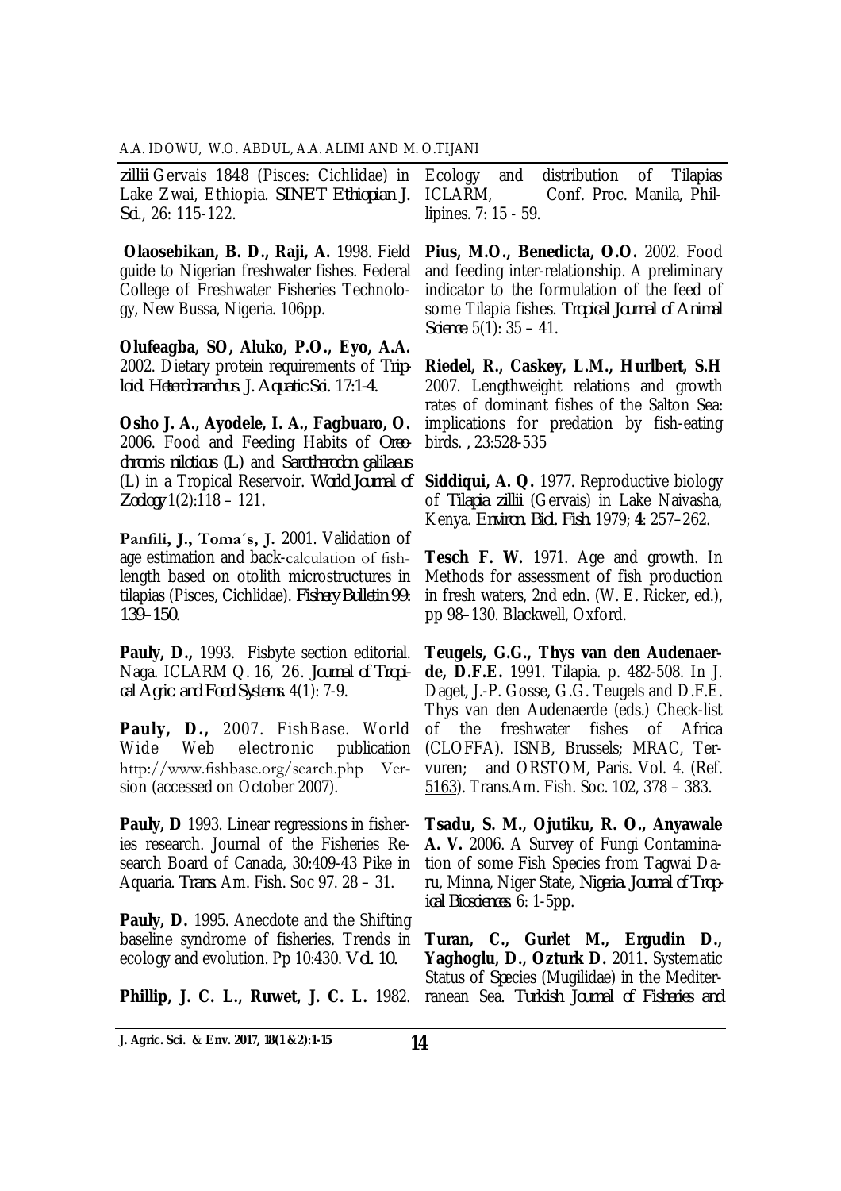*zillii* Gervais 1848 (Pisces: Cichlidae) in Lake Zwai, Ethiopia. *SINET Ethiopian J. Sci.*, 26: 115-122.

**Olaosebikan, B. D., Raji, A.** 1998. Field guide to Nigerian freshwater fishes. Federal College of Freshwater Fisheries Technology, New Bussa, Nigeria. 106pp.

**Olufeagba, SO, Aluko, P.O., Eyo, A.A.** 2002. Dietary protein requirements of *Triploid. Heterobranchus. J. Aquatic Sci. 17:1-4.*

**Osho J. A., Ayodele, I. A., Fagbuaro, O.** 2006. Food and Feeding Habits of *Oreochromis niloticus (L)* and *Sarotherodon galilaeus* (L) in a Tropical Reservoir. *World Journal of Zoology* 1(2):118 – 121.

**Panfili, J., Toma´s, J.** 2001. Validation of age estimation and back-calculation of fish-length based on otolith microstructures in tilapias (Pisces, Cichlidae). *Fishery Bulletin 99: 139–150.*

**Pauly, D.,** 1993. Fisbyte section editorial. Naga. ICLARM Q. 16, 26. *Journal of Tropical Agric. and Food Systems.* 4(1): 7-9.

**Pauly, D.,** 2007. FishBase. World Wide Web electronic publication http://www.fishbase.org/search.php Version (accessed on October 2007).

**Pauly, D** 1993. Linear regressions in fisheries research. Journal of the Fisheries Research Board of Canada, 30:409-43 Pike in Aquaria. *Trans.* Am. Fish. Soc 97. 28 – 31.

**Pauly, D.** 1995. Anecdote and the Shifting baseline syndrome of fisheries. Trends in ecology and evolution. Pp 10:430. *Vol. 10.*

**Phillip, J. C. L., Ruwet, J. C. L.** 1982. Ecology and distribution of Tilapias ICLARM, Conf. Proc. Manila, Phillipines. 7: 15 - 59.

**Pius, M.O., Benedicta, O.O.** 2002. Food and feeding inter-relationship. A preliminary indicator to the formulation of the feed of some Tilapia fishes. *Tropical Journal of Animal Science* 5(1): 35 – 41.

**Riedel, R., Caskey, L.M., Hurlbert, S.H** 2007. Lengthweight relations and growth rates of dominant fishes of the Salton Sea: implications for predation by fish-eating birds. , 23:528-535

**Siddiqui, A. Q.** 1977. Reproductive biology of *Tilapia zillii* (Gervais) in Lake Naivasha, Kenya. *Environ. Biol. Fish.* 1979; **4**: 257–262.

**Tesch F. W.** 1971. Age and growth. In Methods for assessment of fish production in fresh waters, 2nd edn. (W. E. Ricker, ed.), pp 98–130. Blackwell, Oxford.

**Teugels, G.G., Thys van den Audenaerde, D.F.E.** 1991. Tilapia. p. 482-508. In J. Daget, J.-P. Gosse, G.G. Teugels and D.F.E. Thys van den Audenaerde (eds.) Check-list of the freshwater fishes of Africa (CLOFFA). ISNB, Brussels; MRAC, Tervuren; and ORSTOM, Paris. Vol. 4. (Ref. 5163). Trans.Am. Fish. Soc. 102, 378 – 383.

**Tsadu, S. M., Ojutiku, R. O., Anyawale A. V.** 2006. A Survey of Fungi Contamination of some Fish Species from Tagwai Daru, Minna, Niger State, *Nigeria. Journal of Tropical Biosciences*: 6: 1-5pp.

**Turan, C., Gurlet M., Ergudin D., Yaghoglu, D., Ozturk D.** 2011. Systematic Status of Species (Mugilidae) in the Mediterranean Sea. *Turkish Journal of Fisheries and*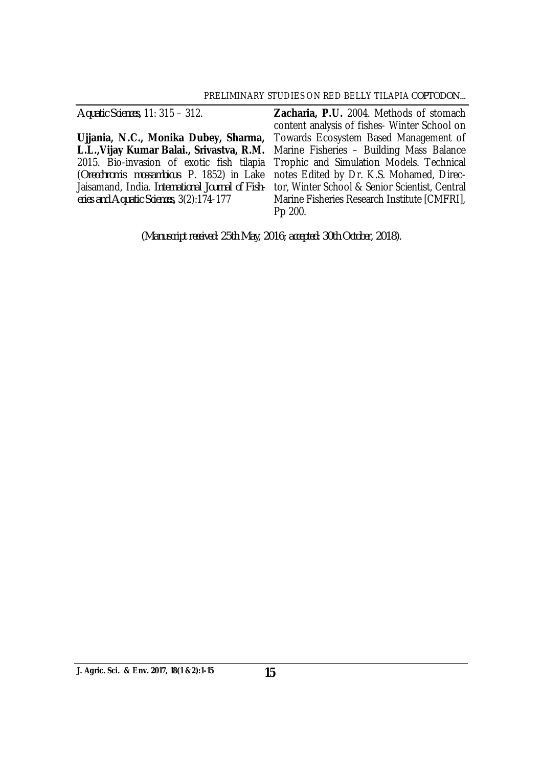*Aquatic Sciences*, 11: 315 – 312.

**Ujjania, N.C., Monika Dubey, Sharma, L.L.,Vijay Kumar Balai., Srivastva, R.M.** 2015. Bio-invasion of exotic fish tilapia (*Oreochromis mossambicus* P. 1852) in Lake Jaisamand, India. *International Journal of Fisheries and Aquatic Sciences*, 3(2):174-177

**Zacharia, P.U.** 2004. Methods of stomach content analysis of fishes- Winter School on Towards Ecosystem Based Management of Marine Fisheries – Building Mass Balance Trophic and Simulation Models. Technical notes Edited by Dr. K.S. Mohamed, Director, Winter School & Senior Scientist, Central Marine Fisheries Research Institute [CMFRI], Pp 200.

*(Manuscript received: 25th May, 2016; accepted: 30th October, 2018).*